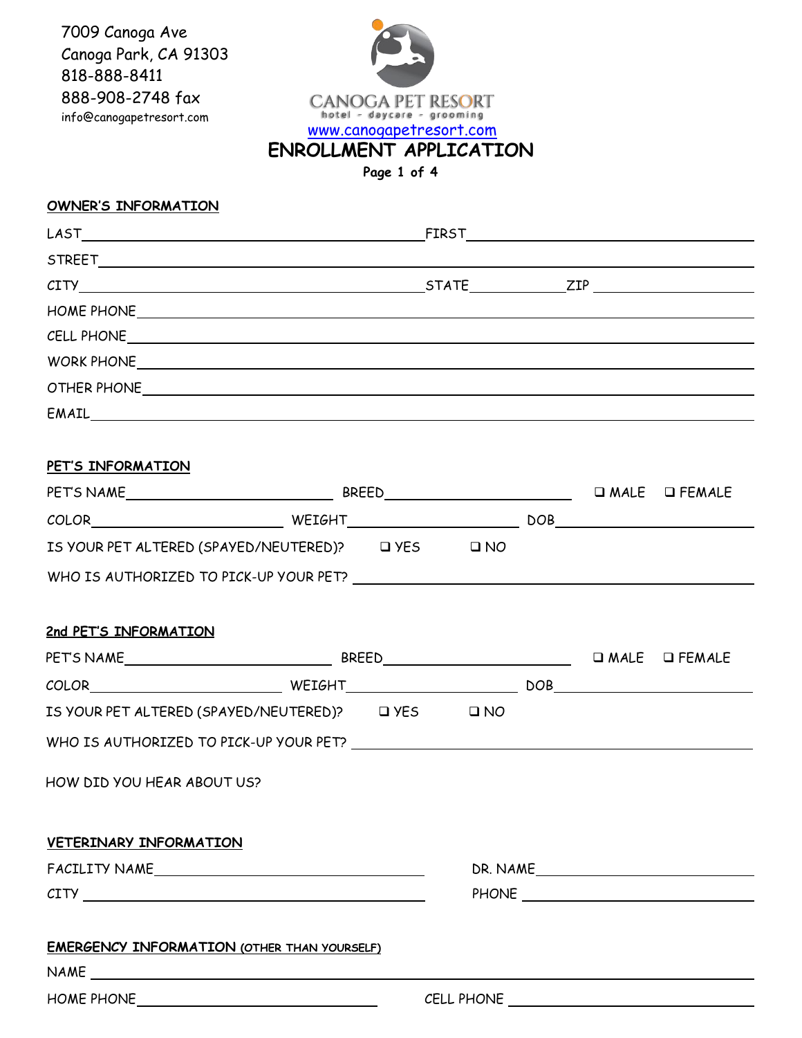7009 Canoga Ave
Canoga Park, CA 91303
818-888-8411
888-908-2748 fax
info@canogapetresort.com

CANOGA PET RESORT
hotel - daycare - grooming
www.canogapetresort.com

# ENROLLMENT APPLICATION

**Page 1 of 4**

## OWNER'S INFORMATION

LAST\_\_\_\_\_\_\_\_\_\_\_\_\_\_\_\_\_\_\_\_ FIRST\_\_\_\_\_\_\_\_\_\_\_\_\_\_\_\_\_\_\_\_

STREET\_\_\_\_\_\_\_\_\_\_\_\_\_\_\_\_\_\_\_\_\_\_\_\_\_\_\_\_\_\_\_\_\_\_\_\_\_\_\_\_

CITY\_\_\_\_\_\_\_\_\_\_\_\_\_\_\_\_\_\_\_\_ STATE\_\_\_\_\_\_\_\_ ZIP\_\_\_\_\_\_\_\_

HOME PHONE\_\_\_\_\_\_\_\_\_\_\_\_\_\_\_\_\_\_\_\_\_\_\_\_\_\_\_\_\_\_\_\_\_\_\_\_

CELL PHONE\_\_\_\_\_\_\_\_\_\_\_\_\_\_\_\_\_\_\_\_\_\_\_\_\_\_\_\_\_\_\_\_\_\_\_\_

WORK PHONE\_\_\_\_\_\_\_\_\_\_\_\_\_\_\_\_\_\_\_\_\_\_\_\_\_\_\_\_\_\_\_\_\_\_\_\_

OTHER PHONE\_\_\_\_\_\_\_\_\_\_\_\_\_\_\_\_\_\_\_\_\_\_\_\_\_\_\_\_\_\_\_\_\_\_\_

EMAIL\_\_\_\_\_\_\_\_\_\_\_\_\_\_\_\_\_\_\_\_\_\_\_\_\_\_\_\_\_\_\_\_\_\_\_\_\_\_\_\_\_

## PET'S INFORMATION

PET'S NAME\_\_\_\_\_\_\_\_\_\_\_\_\_\_\_\_ BREED\_\_\_\_\_\_\_\_\_\_\_\_\_\_\_\_ ❑ MALE ❑ FEMALE

COLOR\_\_\_\_\_\_\_\_\_\_\_\_\_\_\_\_ WEIGHT\_\_\_\_\_\_\_\_\_\_\_\_\_\_\_\_ DOB\_\_\_\_\_\_\_\_\_\_\_\_\_\_\_\_

IS YOUR PET ALTERED (SPAYED/NEUTERED)? ❑ YES ❑ NO

WHO IS AUTHORIZED TO PICK-UP YOUR PET? \_\_\_\_\_\_\_\_\_\_\_\_\_\_\_\_\_\_\_\_\_\_\_\_\_\_\_\_

## 2nd PET'S INFORMATION

PET'S NAME\_\_\_\_\_\_\_\_\_\_\_\_\_\_\_\_ BREED\_\_\_\_\_\_\_\_\_\_\_\_\_\_\_\_ ❑ MALE ❑ FEMALE

COLOR\_\_\_\_\_\_\_\_\_\_\_\_\_\_\_\_ WEIGHT\_\_\_\_\_\_\_\_\_\_\_\_\_\_\_\_ DOB\_\_\_\_\_\_\_\_\_\_\_\_\_\_\_\_

IS YOUR PET ALTERED (SPAYED/NEUTERED)? ❑ YES ❑ NO

WHO IS AUTHORIZED TO PICK-UP YOUR PET? \_\_\_\_\_\_\_\_\_\_\_\_\_\_\_\_\_\_\_\_\_\_\_\_\_\_\_\_

HOW DID YOU HEAR ABOUT US?

## VETERINARY INFORMATION

FACILITY NAME\_\_\_\_\_\_\_\_\_\_\_\_\_\_\_\_\_\_\_\_ DR. NAME\_\_\_\_\_\_\_\_\_\_\_\_\_\_\_\_\_\_\_\_

CITY \_\_\_\_\_\_\_\_\_\_\_\_\_\_\_\_\_\_\_\_ PHONE \_\_\_\_\_\_\_\_\_\_\_\_\_\_\_\_\_\_\_\_

## EMERGENCY INFORMATION (OTHER THAN YOURSELF)

NAME \_\_\_\_\_\_\_\_\_\_\_\_\_\_\_\_\_\_\_\_\_\_\_\_\_\_\_\_\_\_\_\_\_\_\_\_\_\_\_\_\_\_\_

HOME PHONE\_\_\_\_\_\_\_\_\_\_\_\_\_\_\_\_\_\_\_\_ CELL PHONE \_\_\_\_\_\_\_\_\_\_\_\_\_\_\_\_\_\_\_\_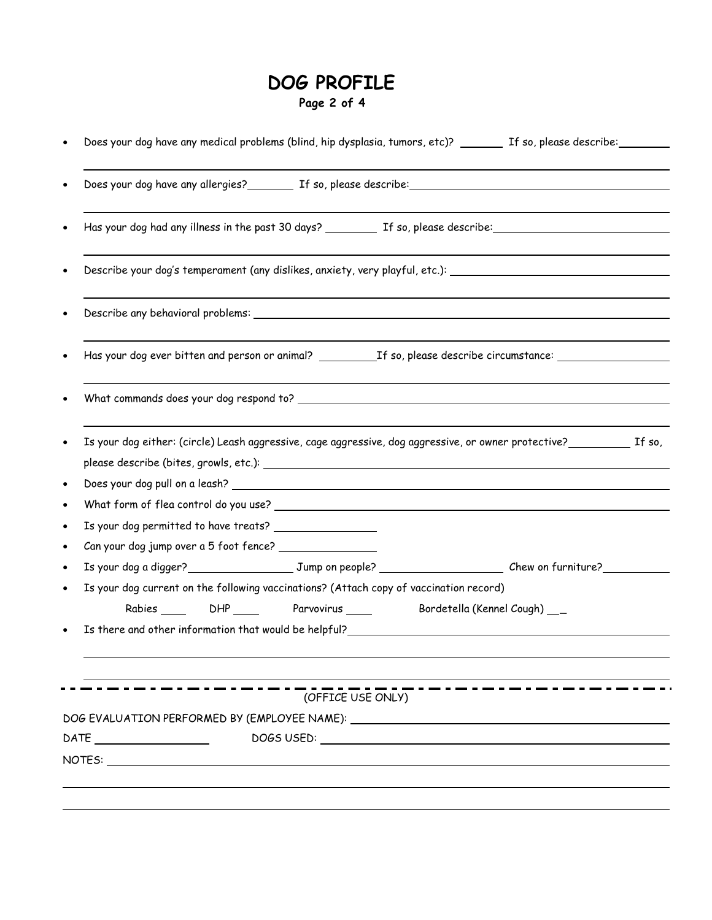# DOG PROFILE

- Does your dog have any medical problems (blind, hip dysplasia, tumors, etc)? ______ If so, please describe: ________
- Does your dog have any allergies? ________ If so, please describe: ________
- Has your dog had any illness in the past 30 days? ________ If so, please describe: ________
- Describe your dog's temperament (any dislikes, anxiety, very playful, etc.): ________
- Describe any behavioral problems: ________
- Has your dog ever bitten and person or animal? ________ If so, please describe circumstance: ________
- What commands does your dog respond to? ________
- Is your dog either: (circle) Leash aggressive, cage aggressive, dog aggressive, or owner protective? ________ If so, please describe (bites, growls, etc.): ________
- Does your dog pull on a leash? ________
- What form of flea control do you use? ________
- Is your dog permitted to have treats? ________
- Can your dog jump over a 5 foot fence? ________
- Is your dog a digger? ________ Jump on people? ________ Chew on furniture? ________
- Is your dog current on the following vaccinations? (Attach copy of vaccination record)

  Rabies ____ DHP ____ Parvovirus ____ Bordetella (Kennel Cough) ____
- Is there and other information that would be helpful? ________

---

(OFFICE USE ONLY)

DOG EVALUATION PERFORMED BY (EMPLOYEE NAME): ________

DATE ________ DOGS USED: ________

NOTES: ________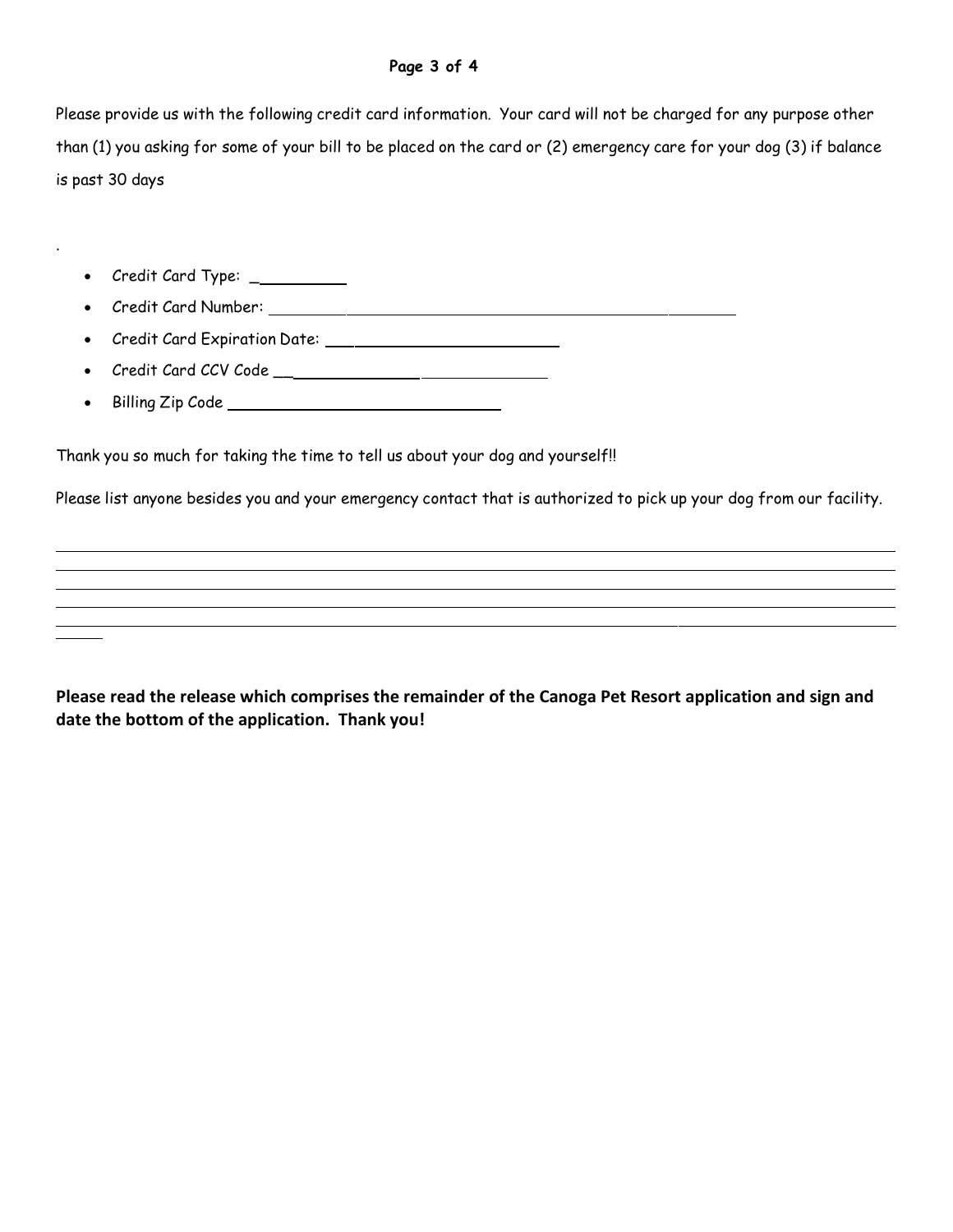Please provide us with the following credit card information. Your card will not be charged for any purpose other than (1) you asking for some of your bill to be placed on the card or (2) emergency care for your dog (3) if balance is past 30 days

.

- Credit Card Type: ___________
- Credit Card Number: ______________________________________________________
- Credit Card Expiration Date: __________________________
- Credit Card CCV Code ______________________________
- Billing Zip Code ______________________________

Thank you so much for taking the time to tell us about your dog and yourself!!

Please list anyone besides you and your emergency contact that is authorized to pick up your dog from our facility.

______________________________________________________________________________________________
______________________________________________________________________________________________
______________________________________________________________________________________________
______________________________________________________________________________________________
______________________________________________________________________________________________
_____

**Please read the release which comprises the remainder of the Canoga Pet Resort application and sign and date the bottom of the application. Thank you!**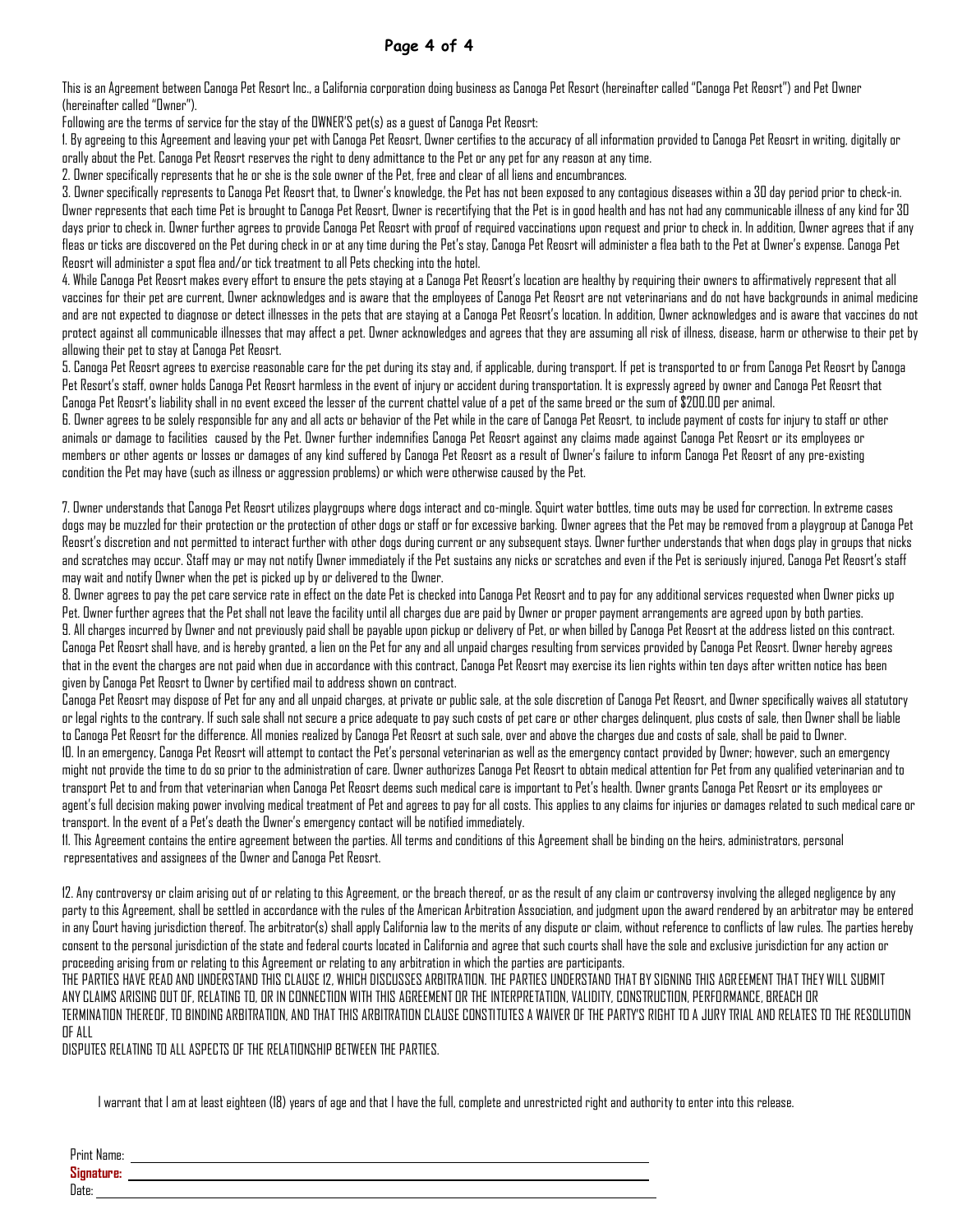This is an Agreement between Canoga Pet Resort Inc., a California corporation doing business as Canoga Pet Resort (hereinafter called "Canoga Pet Reosrt") and Pet Owner (hereinafter called "Owner").

Following are the terms of service for the stay of the OWNER'S pet(s) as a guest of Canoga Pet Reosrt:

1. By agreeing to this Agreement and leaving your pet with Canoga Pet Reosrt, Owner certifies to the accuracy of all information provided to Canoga Pet Reosrt in writing, digitally or orally about the Pet. Canoga Pet Reosrt reserves the right to deny admittance to the Pet or any pet for any reason at any time.
2. Owner specifically represents that he or she is the sole owner of the Pet, free and clear of all liens and encumbrances.
3. Owner specifically represents to Canoga Pet Reosrt that, to Owner's knowledge, the Pet has not been exposed to any contagious diseases within a 30 day period prior to check-in. Owner represents that each time Pet is brought to Canoga Pet Reosrt, Owner is recertifying that the Pet is in good health and has not had any communicable illness of any kind for 30 days prior to check in. Owner further agrees to provide Canoga Pet Reosrt with proof of required vaccinations upon request and prior to check in. In addition, Owner agrees that if any fleas or ticks are discovered on the Pet during check in or at any time during the Pet's stay, Canoga Pet Reosrt will administer a flea bath to the Pet at Owner's expense. Canoga Pet Reosrt will administer a spot flea and/or tick treatment to all Pets checking into the hotel.
4. While Canoga Pet Reosrt makes every effort to ensure the pets staying at a Canoga Pet Reosrt's location are healthy by requiring their owners to affirmatively represent that all vaccines for their pet are current, Owner acknowledges and is aware that the employees of Canoga Pet Reosrt are not veterinarians and do not have backgrounds in animal medicine and are not expected to diagnose or detect illnesses in the pets that are staying at a Canoga Pet Reosrt's location. In addition, Owner acknowledges and is aware that vaccines do not protect against all communicable illnesses that may affect a pet. Owner acknowledges and agrees that they are assuming all risk of illness, disease, harm or otherwise to their pet by allowing their pet to stay at Canoga Pet Reosrt.
5. Canoga Pet Reosrt agrees to exercise reasonable care for the pet during its stay and, if applicable, during transport. If pet is transported to or from Canoga Pet Reosrt by Canoga Pet Resort's staff, owner holds Canoga Pet Reosrt harmless in the event of injury or accident during transportation. It is expressly agreed by owner and Canoga Pet Reosrt that Canoga Pet Reosrt's liability shall in no event exceed the lesser of the current chattel value of a pet of the same breed or the sum of $200.00 per animal.
6. Owner agrees to be solely responsible for any and all acts or behavior of the Pet while in the care of Canoga Pet Reosrt, to include payment of costs for injury to staff or other animals or damage to facilities caused by the Pet. Owner further indemnifies Canoga Pet Reosrt against any claims made against Canoga Pet Reosrt or its employees or members or other agents or losses or damages of any kind suffered by Canoga Pet Reosrt as a result of Owner's failure to inform Canoga Pet Reosrt of any pre-existing condition the Pet may have (such as illness or aggression problems) or which were otherwise caused by the Pet.

7. Owner understands that Canoga Pet Reosrt utilizes playgroups where dogs interact and co-mingle. Squirt water bottles, time outs may be used for correction. In extreme cases dogs may be muzzled for their protection or the protection of other dogs or staff or for excessive barking. Owner agrees that the Pet may be removed from a playgroup at Canoga Pet Reosrt's discretion and not permitted to interact further with other dogs during current or any subsequent stays. Owner further understands that when dogs play in groups that nicks and scratches may occur. Staff may or may not notify Owner immediately if the Pet sustains any nicks or scratches and even if the Pet is seriously injured, Canoga Pet Reosrt's staff may wait and notify Owner when the pet is picked up by or delivered to the Owner.
8. Owner agrees to pay the pet care service rate in effect on the date Pet is checked into Canoga Pet Reosrt and to pay for any additional services requested when Owner picks up Pet. Owner further agrees that the Pet shall not leave the facility until all charges due are paid by Owner or proper payment arrangements are agreed upon by both parties.
9. All charges incurred by Owner and not previously paid shall be payable upon pickup or delivery of Pet, or when billed by Canoga Pet Reosrt at the address listed on this contract. Canoga Pet Reosrt shall have, and is hereby granted, a lien on the Pet for any and all unpaid charges resulting from services provided by Canoga Pet Reosrt. Owner hereby agrees that in the event the charges are not paid when due in accordance with this contract, Canoga Pet Reosrt may exercise its lien rights within ten days after written notice has been given by Canoga Pet Reosrt to Owner by certified mail to address shown on contract.

Canoga Pet Reosrt may dispose of Pet for any and all unpaid charges, at private or public sale, at the sole discretion of Canoga Pet Reosrt, and Owner specifically waives all statutory or legal rights to the contrary. If such sale shall not secure a price adequate to pay such costs of pet care or other charges delinquent, plus costs of sale, then Owner shall be liable to Canoga Pet Reosrt for the difference. All monies realized by Canoga Pet Reosrt at such sale, over and above the charges due and costs of sale, shall be paid to Owner.

10. In an emergency, Canoga Pet Reosrt will attempt to contact the Pet's personal veterinarian as well as the emergency contact provided by Owner; however, such an emergency might not provide the time to do so prior to the administration of care. Owner authorizes Canoga Pet Reosrt to obtain medical attention for Pet from any qualified veterinarian and to transport Pet to and from that veterinarian when Canoga Pet Reosrt deems such medical care is important to Pet's health. Owner grants Canoga Pet Reosrt or its employees or agent's full decision making power involving medical treatment of Pet and agrees to pay for all costs. This applies to any claims for injuries or damages related to such medical care or transport. In the event of a Pet's death the Owner's emergency contact will be notified immediately.
11. This Agreement contains the entire agreement between the parties. All terms and conditions of this Agreement shall be binding on the heirs, administrators, personal representatives and assignees of the Owner and Canoga Pet Reosrt.

12. Any controversy or claim arising out of or relating to this Agreement, or the breach thereof, or as the result of any claim or controversy involving the alleged negligence by any party to this Agreement, shall be settled in accordance with the rules of the American Arbitration Association, and judgment upon the award rendered by an arbitrator may be entered in any Court having jurisdiction thereof. The arbitrator(s) shall apply California law to the merits of any dispute or claim, without reference to conflicts of law rules. The parties hereby consent to the personal jurisdiction of the state and federal courts located in California and agree that such courts shall have the sole and exclusive jurisdiction for any action or proceeding arising from or relating to this Agreement or relating to any arbitration in which the parties are participants.

THE PARTIES HAVE READ AND UNDERSTAND THIS CLAUSE 12, WHICH DISCUSSES ARBITRATION. THE PARTIES UNDERSTAND THAT BY SIGNING THIS AGREEMENT THAT THEY WILL SUBMIT ANY CLAIMS ARISING OUT OF, RELATING TO, OR IN CONNECTION WITH THIS AGREEMENT OR THE INTERPRETATION, VALIDITY, CONSTRUCTION, PERFORMANCE, BREACH OR TERMINATION THEREOF, TO BINDING ARBITRATION, AND THAT THIS ARBITRATION CLAUSE CONSTITUTES A WAIVER OF THE PARTY'S RIGHT TO A JURY TRIAL AND RELATES TO THE RESOLUTION OF ALL DISPUTES RELATING TO ALL ASPECTS OF THE RELATIONSHIP BETWEEN THE PARTIES.

I warrant that I am at least eighteen (18) years of age and that I have the full, complete and unrestricted right and authority to enter into this release.

Print Name: ______________________________

**Signature:** ______________________________

Date: ______________________________